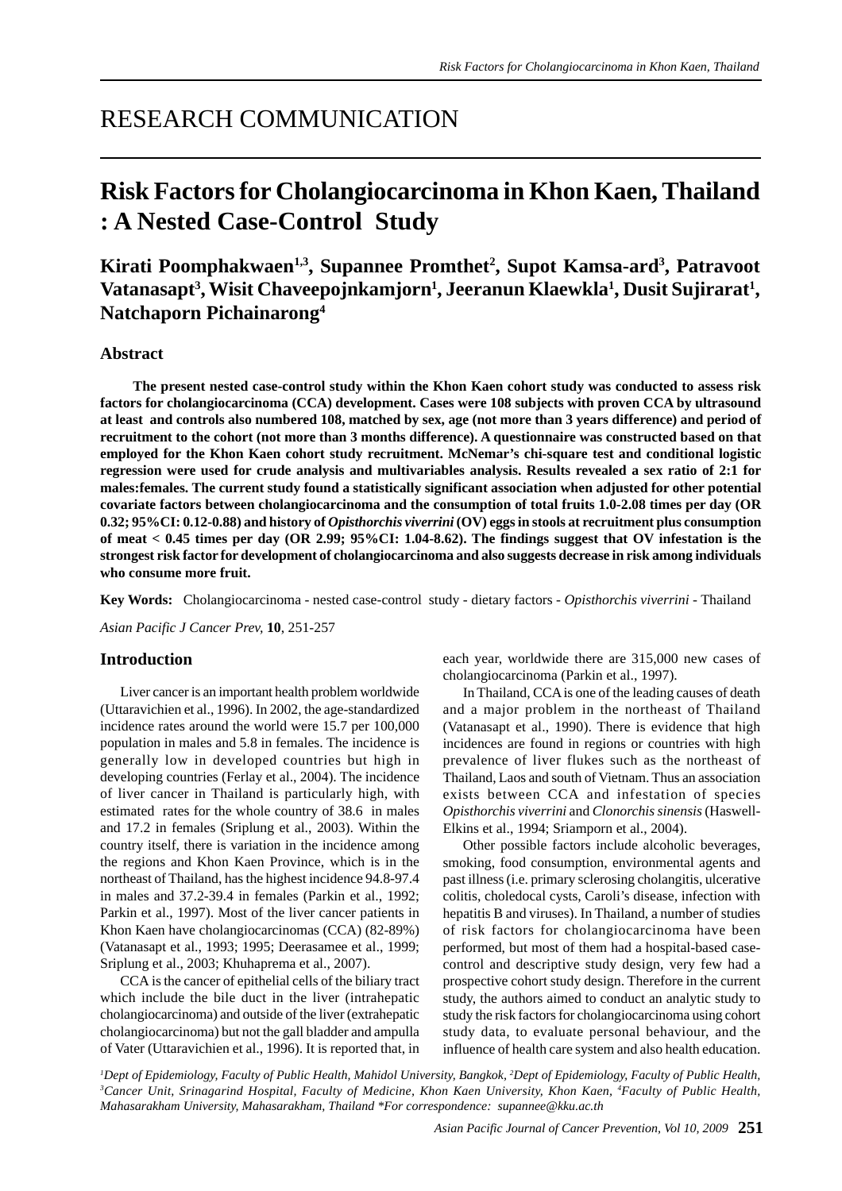RESEARCH COMMUNICATION

# Risk Factors for Cholangiocarcinoma in Khon Kaen, Thailand : A Nested Case-Control Study

**Kirati Poomphakwaen[1,3], Supannee Promthet[2], Supot Kamsa-ard[3], Patravoot Vatanasapt[3], Wisit Chaveepojnkamjorn[1], Jeeranun Klaewkla[1], Dusit Sujirarat[1], Natchaporn Pichainarong[4]**

## Abstract

**The present nested case-control study within the Khon Kaen cohort study was conducted to assess risk factors for cholangiocarcinoma (CCA) development. Cases were 108 subjects with proven CCA by ultrasound at least and controls also numbered 108, matched by sex, age (not more than 3 years difference) and period of recruitment to the cohort (not more than 3 months difference). A questionnaire was constructed based on that employed for the Khon Kaen cohort study recruitment. McNemar's chi-square test and conditional logistic regression were used for crude analysis and multivariables analysis. Results revealed a sex ratio of 2:1 for males:females. The current study found a statistically significant association when adjusted for other potential covariate factors between cholangiocarcinoma and the consumption of total fruits 1.0-2.08 times per day (OR 0.32; 95%CI: 0.12-0.88) and history of *Opisthorchis viverrini* (OV) eggs in stools at recruitment plus consumption of meat < 0.45 times per day (OR 2.99; 95%CI: 1.04-8.62). The findings suggest that OV infestation is the strongest risk factor for development of cholangiocarcinoma and also suggests decrease in risk among individuals who consume more fruit.**

**Key Words:** Cholangiocarcinoma - nested case-control study - dietary factors - *Opisthorchis viverrini* - Thailand

*Asian Pacific J Cancer Prev,* **10**, 251-257

## Introduction

Liver cancer is an important health problem worldwide (Uttaravichien et al., 1996). In 2002, the age-standardized incidence rates around the world were 15.7 per 100,000 population in males and 5.8 in females. The incidence is generally low in developed countries but high in developing countries (Ferlay et al., 2004). The incidence of liver cancer in Thailand is particularly high, with estimated rates for the whole country of 38.6 in males and 17.2 in females (Sriplung et al., 2003). Within the country itself, there is variation in the incidence among the regions and Khon Kaen Province, which is in the northeast of Thailand, has the highest incidence 94.8-97.4 in males and 37.2-39.4 in females (Parkin et al., 1992; Parkin et al., 1997). Most of the liver cancer patients in Khon Kaen have cholangiocarcinomas (CCA) (82-89%) (Vatanasapt et al., 1993; 1995; Deerasamee et al., 1999; Sriplung et al., 2003; Khuhaprema et al., 2007).

CCA is the cancer of epithelial cells of the biliary tract which include the bile duct in the liver (intrahepatic cholangiocarcinoma) and outside of the liver (extrahepatic cholangiocarcinoma) but not the gall bladder and ampulla of Vater (Uttaravichien et al., 1996). It is reported that, in each year, worldwide there are 315,000 new cases of cholangiocarcinoma (Parkin et al., 1997).

In Thailand, CCA is one of the leading causes of death and a major problem in the northeast of Thailand (Vatanasapt et al., 1990). There is evidence that high incidences are found in regions or countries with high prevalence of liver flukes such as the northeast of Thailand, Laos and south of Vietnam. Thus an association exists between CCA and infestation of species *Opisthorchis viverrini* and *Clonorchis sinensis* (Haswell-Elkins et al., 1994; Sriamporn et al., 2004).

Other possible factors include alcoholic beverages, smoking, food consumption, environmental agents and past illness (i.e. primary sclerosing cholangitis, ulcerative colitis, choledocal cysts, Caroli's disease, infection with hepatitis B and viruses). In Thailand, a number of studies of risk factors for cholangiocarcinoma have been performed, but most of them had a hospital-based case-control and descriptive study design, very few had a prospective cohort study design. Therefore in the current study, the authors aimed to conduct an analytic study to study the risk factors for cholangiocarcinoma using cohort study data, to evaluate personal behaviour, and the influence of health care system and also health education.

[1]Dept of Epidemiology, Faculty of Public Health, Mahidol University, Bangkok, [2]Dept of Epidemiology, Faculty of Public Health, [3]Cancer Unit, Srinagarind Hospital, Faculty of Medicine, Khon Kaen University, Khon Kaen, [4]Faculty of Public Health, Mahasarakham University, Mahasarakham, Thailand *For correspondence: supannee@kku.ac.th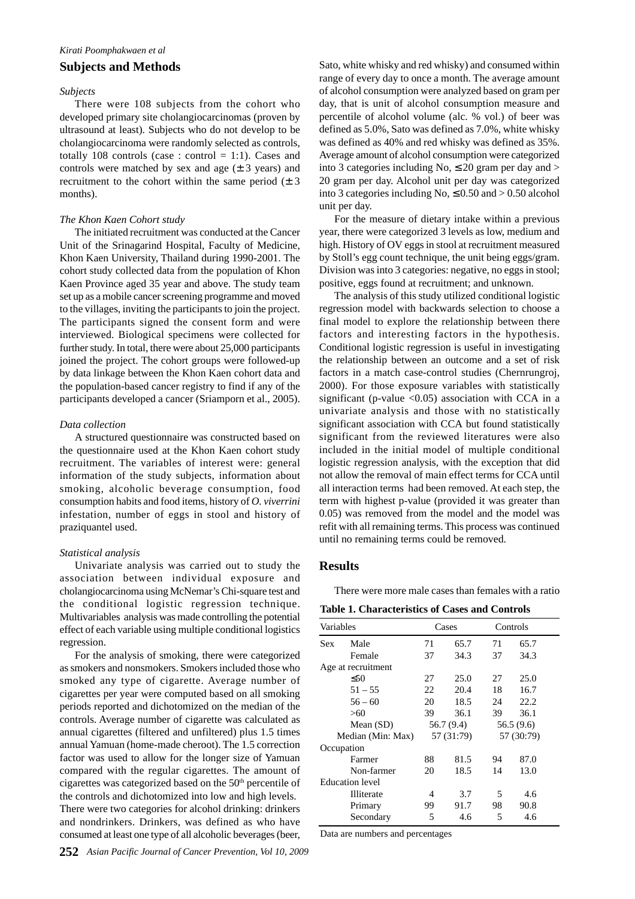## Subjects and Methods

### *Subjects*

There were 108 subjects from the cohort who developed primary site cholangiocarcinomas (proven by ultrasound at least). Subjects who do not develop to be cholangiocarcinoma were randomly selected as controls, totally 108 controls (case : control = 1:1). Cases and controls were matched by sex and age (± 3 years) and recruitment to the cohort within the same period (± 3 months).

### *The Khon Kaen Cohort study*

The initiated recruitment was conducted at the Cancer Unit of the Srinagarind Hospital, Faculty of Medicine, Khon Kaen University, Thailand during 1990-2001. The cohort study collected data from the population of Khon Kaen Province aged 35 year and above. The study team set up as a mobile cancer screening programme and moved to the villages, inviting the participants to join the project. The participants signed the consent form and were interviewed. Biological specimens were collected for further study. In total, there were about 25,000 participants joined the project. The cohort groups were followed-up by data linkage between the Khon Kaen cohort data and the population-based cancer registry to find if any of the participants developed a cancer (Sriamporn et al., 2005).

### *Data collection*

A structured questionnaire was constructed based on the questionnaire used at the Khon Kaen cohort study recruitment. The variables of interest were: general information of the study subjects, information about smoking, alcoholic beverage consumption, food consumption habits and food items, history of *O. viverrini* infestation, number of eggs in stool and history of praziquantel used.

### *Statistical analysis*

Univariate analysis was carried out to study the association between individual exposure and cholangiocarcinoma using McNemar's Chi-square test and the conditional logistic regression technique. Multivariables analysis was made controlling the potential effect of each variable using multiple conditional logistics regression.

For the analysis of smoking, there were categorized as smokers and nonsmokers. Smokers included those who smoked any type of cigarette. Average number of cigarettes per year were computed based on all smoking periods reported and dichotomized on the median of the controls. Average number of cigarette was calculated as annual cigarettes (filtered and unfiltered) plus 1.5 times annual Yamuan (home-made cheroot). The 1.5 correction factor was used to allow for the longer size of Yamuan compared with the regular cigarettes. The amount of cigarettes was categorized based on the 50th percentile of the controls and dichotomized into low and high levels. There were two categories for alcohol drinking: drinkers and nondrinkers. Drinkers, was defined as who have consumed at least one type of all alcoholic beverages (beer, Sato, white whisky and red whisky) and consumed within range of every day to once a month. The average amount of alcohol consumption were analyzed based on gram per day, that is unit of alcohol consumption measure and percentile of alcohol volume (alc. % vol.) of beer was defined as 5.0%, Sato was defined as 7.0%, white whisky was defined as 40% and red whisky was defined as 35%. Average amount of alcohol consumption were categorized into 3 categories including No, ≤ 20 gram per day and > 20 gram per day. Alcohol unit per day was categorized into 3 categories including No, ≤ 0.50 and > 0.50 alcohol unit per day.

For the measure of dietary intake within a previous year, there were categorized 3 levels as low, medium and high. History of OV eggs in stool at recruitment measured by Stoll's egg count technique, the unit being eggs/gram. Division was into 3 categories: negative, no eggs in stool; positive, eggs found at recruitment; and unknown.

The analysis of this study utilized conditional logistic regression model with backwards selection to choose a final model to explore the relationship between there factors and interesting factors in the hypothesis. Conditional logistic regression is useful in investigating the relationship between an outcome and a set of risk factors in a match case-control studies (Chernrungroj, 2000). For those exposure variables with statistically significant (p-value <0.05) association with CCA in a univariate analysis and those with no statistically significant association with CCA but found statistically significant from the reviewed literatures were also included in the initial model of multiple conditional logistic regression analysis, with the exception that did not allow the removal of main effect terms for CCA until all interaction terms had been removed. At each step, the term with highest p-value (provided it was greater than 0.05) was removed from the model and the model was refit with all remaining terms. This process was continued until no remaining terms could be removed.

## Results

There were more male cases than females with a ratio

**Table 1. Characteristics of Cases and Controls**

| Variables | | Cases | | Controls | |
|---|---|---|---|---|---|
| Sex | Male | 71 | 65.7 | 71 | 65.7 |
| | Female | 37 | 34.3 | 37 | 34.3 |
| Age at recruitment | | | | | |
| | ≤50 | 27 | 25.0 | 27 | 25.0 |
| | 51 – 55 | 22 | 20.4 | 18 | 16.7 |
| | 56 – 60 | 20 | 18.5 | 24 | 22.2 |
| | >60 | 39 | 36.1 | 39 | 36.1 |
| | Mean (SD) | 56.7 (9.4) | | 56.5 (9.6) | |
| | Median (Min: Max) | 57 (31:79) | | 57 (30:79) | |
| Occupation | | | | | |
| | Farmer | 88 | 81.5 | 94 | 87.0 |
| | Non-farmer | 20 | 18.5 | 14 | 13.0 |
| Education level | | | | | |
| | Illiterate | 4 | 3.7 | 5 | 4.6 |
| | Primary | 99 | 91.7 | 98 | 90.8 |
| | Secondary | 5 | 4.6 | 5 | 4.6 |

Data are numbers and percentages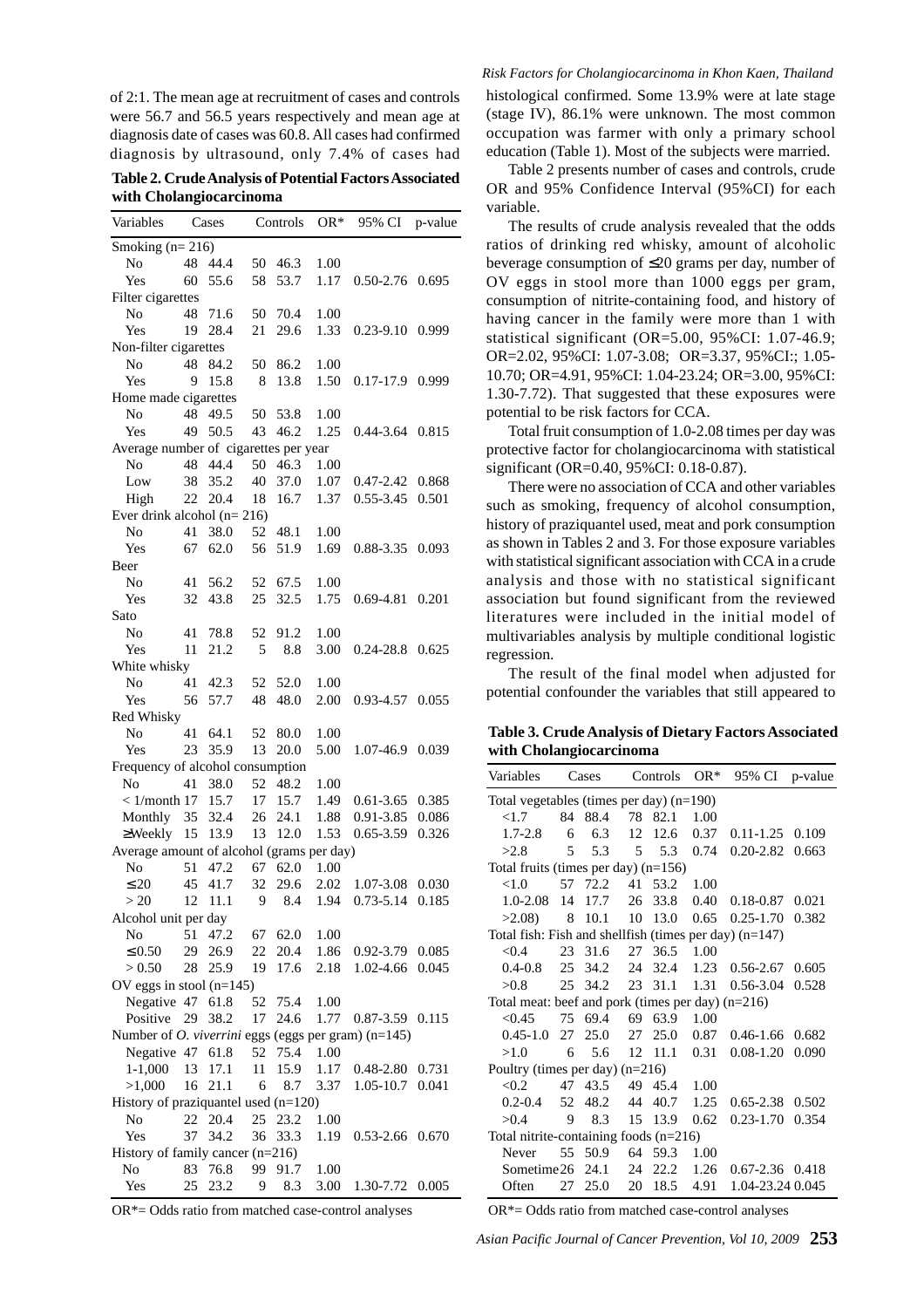of 2:1. The mean age at recruitment of cases and controls were 56.7 and 56.5 years respectively and mean age at diagnosis date of cases was 60.8. All cases had confirmed diagnosis by ultrasound, only 7.4% of cases had histological confirmed. Some 13.9% were at late stage (stage IV), 86.1% were unknown. The most common occupation was farmer with only a primary school education (Table 1). Most of the subjects were married.

**Table 2. Crude Analysis of Potential Factors Associated with Cholangiocarcinoma**

| Variables | Cases | | Controls | | OR* | 95% CI | p-value |
|---|---|---|---|---|---|---|---|
| Smoking (n= 216) | | | | | | | |
| No | 48 | 44.4 | 50 | 46.3 | 1.00 | | |
| Yes | 60 | 55.6 | 58 | 53.7 | 1.17 | 0.50-2.76 | 0.695 |
| Filter cigarettes | | | | | | | |
| No | 48 | 71.6 | 50 | 70.4 | 1.00 | | |
| Yes | 19 | 28.4 | 21 | 29.6 | 1.33 | 0.23-9.10 | 0.999 |
| Non-filter cigarettes | | | | | | | |
| No | 48 | 84.2 | 50 | 86.2 | 1.00 | | |
| Yes | 9 | 15.8 | 8 | 13.8 | 1.50 | 0.17-17.9 | 0.999 |
| Home made cigarettes | | | | | | | |
| No | 48 | 49.5 | 50 | 53.8 | 1.00 | | |
| Yes | 49 | 50.5 | 43 | 46.2 | 1.25 | 0.44-3.64 | 0.815 |
| Average number of cigarettes per year | | | | | | | |
| No | 48 | 44.4 | 50 | 46.3 | 1.00 | | |
| Low | 38 | 35.2 | 40 | 37.0 | 1.07 | 0.47-2.42 | 0.868 |
| High | 22 | 20.4 | 18 | 16.7 | 1.37 | 0.55-3.45 | 0.501 |
| Ever drink alcohol (n= 216) | | | | | | | |
| No | 41 | 38.0 | 52 | 48.1 | 1.00 | | |
| Yes | 67 | 62.0 | 56 | 51.9 | 1.69 | 0.88-3.35 | 0.093 |
| Beer | | | | | | | |
| No | 41 | 56.2 | 52 | 67.5 | 1.00 | | |
| Yes | 32 | 43.8 | 25 | 32.5 | 1.75 | 0.69-4.81 | 0.201 |
| Sato | | | | | | | |
| No | 41 | 78.8 | 52 | 91.2 | 1.00 | | |
| Yes | 11 | 21.2 | 5 | 8.8 | 3.00 | 0.24-28.8 | 0.625 |
| White whisky | | | | | | | |
| No | 41 | 42.3 | 52 | 52.0 | 1.00 | | |
| Yes | 56 | 57.7 | 48 | 48.0 | 2.00 | 0.93-4.57 | 0.055 |
| Red Whisky | | | | | | | |
| No | 41 | 64.1 | 52 | 80.0 | 1.00 | | |
| Yes | 23 | 35.9 | 13 | 20.0 | 5.00 | 1.07-46.9 | 0.039 |
| Frequency of alcohol consumption | | | | | | | |
| No | 41 | 38.0 | 52 | 48.2 | 1.00 | | |
| < 1/month | 17 | 15.7 | 17 | 15.7 | 1.49 | 0.61-3.65 | 0.385 |
| Monthly | 35 | 32.4 | 26 | 24.1 | 1.88 | 0.91-3.85 | 0.086 |
| ≥Weekly | 15 | 13.9 | 13 | 12.0 | 1.53 | 0.65-3.59 | 0.326 |
| Average amount of alcohol (grams per day) | | | | | | | |
| No | 51 | 47.2 | 67 | 62.0 | 1.00 | | |
| ≤ 20 | 45 | 41.7 | 32 | 29.6 | 2.02 | 1.07-3.08 | 0.030 |
| > 20 | 12 | 11.1 | 9 | 8.4 | 1.94 | 0.73-5.14 | 0.185 |
| Alcohol unit per day | | | | | | | |
| No | 51 | 47.2 | 67 | 62.0 | 1.00 | | |
| ≤ 0.50 | 29 | 26.9 | 22 | 20.4 | 1.86 | 0.92-3.79 | 0.085 |
| > 0.50 | 28 | 25.9 | 19 | 17.6 | 2.18 | 1.02-4.66 | 0.045 |
| OV eggs in stool (n=145) | | | | | | | |
| Negative | 47 | 61.8 | 52 | 75.4 | 1.00 | | |
| Positive | 29 | 38.2 | 17 | 24.6 | 1.77 | 0.87-3.59 | 0.115 |
| Number of *O. viverrini* eggs (eggs per gram) (n=145) | | | | | | | |
| Negative | 47 | 61.8 | 52 | 75.4 | 1.00 | | |
| 1-1,000 | 13 | 17.1 | 11 | 15.9 | 1.17 | 0.48-2.80 | 0.731 |
| >1,000 | 16 | 21.1 | 6 | 8.7 | 3.37 | 1.05-10.7 | 0.041 |
| History of praziquantel used (n=120) | | | | | | | |
| No | 22 | 20.4 | 25 | 23.2 | 1.00 | | |
| Yes | 37 | 34.2 | 36 | 33.3 | 1.19 | 0.53-2.66 | 0.670 |
| History of family cancer (n=216) | | | | | | | |
| No | 83 | 76.8 | 99 | 91.7 | 1.00 | | |
| Yes | 25 | 23.2 | 9 | 8.3 | 3.00 | 1.30-7.72 | 0.005 |

OR*= Odds ratio from matched case-control analyses

Table 2 presents number of cases and controls, crude OR and 95% Confidence Interval (95%CI) for each variable.

The results of crude analysis revealed that the odds ratios of drinking red whisky, amount of alcoholic beverage consumption of ≤20 grams per day, number of OV eggs in stool more than 1000 eggs per gram, consumption of nitrite-containing food, and history of having cancer in the family were more than 1 with statistical significant (OR=5.00, 95%CI: 1.07-46.9; OR=2.02, 95%CI: 1.07-3.08; OR=3.37, 95%CI:; 1.05-10.70; OR=4.91, 95%CI: 1.04-23.24; OR=3.00, 95%CI: 1.30-7.72). That suggested that these exposures were potential to be risk factors for CCA.

Total fruit consumption of 1.0-2.08 times per day was protective factor for cholangiocarcinoma with statistical significant (OR=0.40, 95%CI: 0.18-0.87).

There were no association of CCA and other variables such as smoking, frequency of alcohol consumption, history of praziquantel used, meat and pork consumption as shown in Tables 2 and 3. For those exposure variables with statistical significant association with CCA in a crude analysis and those with no statistical significant association but found significant from the reviewed literatures were included in the initial model of multivariables analysis by multiple conditional logistic regression.

The result of the final model when adjusted for potential confounder the variables that still appeared to

**Table 3. Crude Analysis of Dietary Factors Associated with Cholangiocarcinoma**

| Variables | Cases | | Controls | | OR* | 95% CI | p-value |
|---|---|---|---|---|---|---|---|
| Total vegetables (times per day) (n=190) | | | | | | | |
| <1.7 | 84 | 88.4 | 78 | 82.1 | 1.00 | | |
| 1.7-2.8 | 6 | 6.3 | 12 | 12.6 | 0.37 | 0.11-1.25 | 0.109 |
| >2.8 | 5 | 5.3 | 5 | 5.3 | 0.74 | 0.20-2.82 | 0.663 |
| Total fruits (times per day) (n=156) | | | | | | | |
| <1.0 | 57 | 72.2 | 41 | 53.2 | 1.00 | | |
| 1.0-2.08 | 14 | 17.7 | 26 | 33.8 | 0.40 | 0.18-0.87 | 0.021 |
| >2.08) | 8 | 10.1 | 10 | 13.0 | 0.65 | 0.25-1.70 | 0.382 |
| Total fish: Fish and shellfish (times per day) (n=147) | | | | | | | |
| <0.4 | 23 | 31.6 | 27 | 36.5 | 1.00 | | |
| 0.4-0.8 | 25 | 34.2 | 24 | 32.4 | 1.23 | 0.56-2.67 | 0.605 |
| >0.8 | 25 | 34.2 | 23 | 31.1 | 1.31 | 0.56-3.04 | 0.528 |
| Total meat: beef and pork (times per day) (n=216) | | | | | | | |
| <0.45 | 75 | 69.4 | 69 | 63.9 | 1.00 | | |
| 0.45-1.0 | 27 | 25.0 | 27 | 25.0 | 0.87 | 0.46-1.66 | 0.682 |
| >1.0 | 6 | 5.6 | 12 | 11.1 | 0.31 | 0.08-1.20 | 0.090 |
| Poultry (times per day) (n=216) | | | | | | | |
| <0.2 | 47 | 43.5 | 49 | 45.4 | 1.00 | | |
| 0.2-0.4 | 52 | 48.2 | 44 | 40.7 | 1.25 | 0.65-2.38 | 0.502 |
| >0.4 | 9 | 8.3 | 15 | 13.9 | 0.62 | 0.23-1.70 | 0.354 |
| Total nitrite-containing foods (n=216) | | | | | | | |
| Never | 55 | 50.9 | 64 | 59.3 | 1.00 | | |
| Sometime | 26 | 24.1 | 24 | 22.2 | 1.26 | 0.67-2.36 | 0.418 |
| Often | 27 | 25.0 | 20 | 18.5 | 4.91 | 1.04-23.24 | 0.045 |

OR*= Odds ratio from matched case-control analyses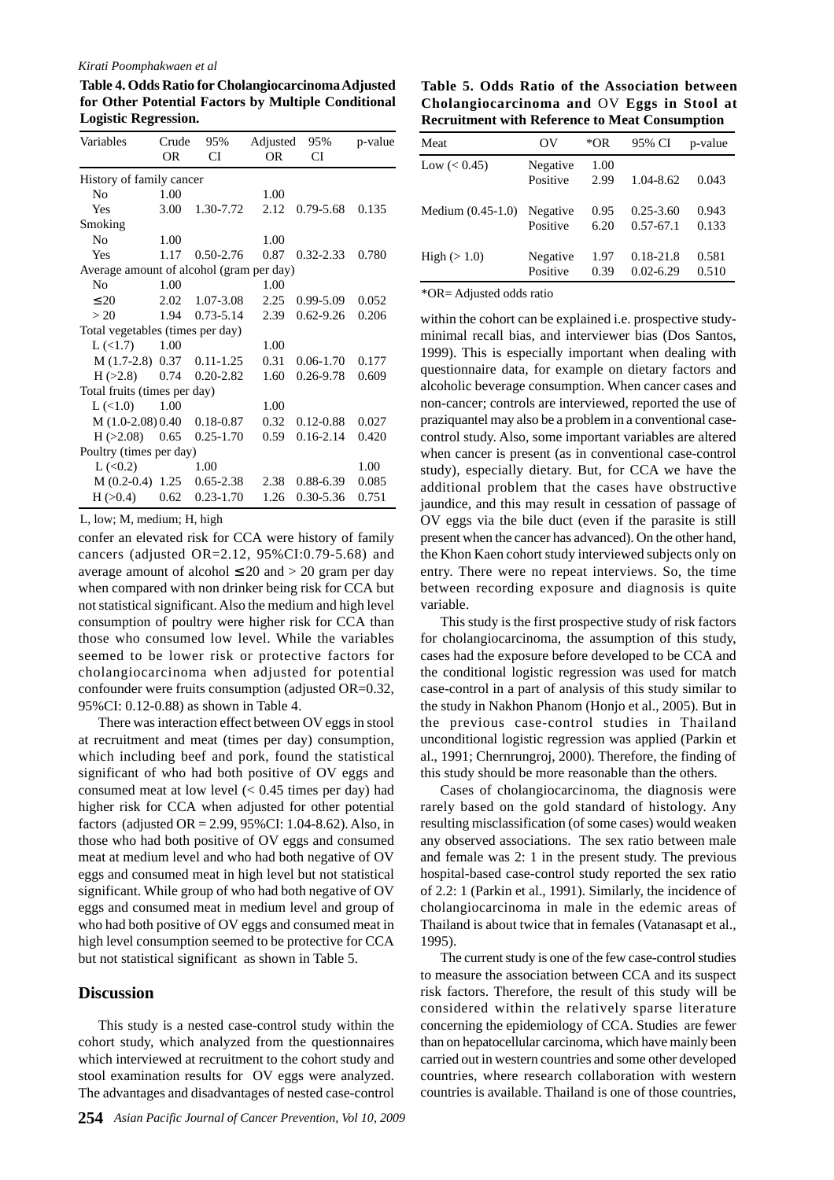**Table 4. Odds Ratio for Cholangiocarcinoma Adjusted for Other Potential Factors by Multiple Conditional Logistic Regression.**

| Variables | Crude OR | 95% CI | Adjusted OR | 95% CI | p-value |
|---|---|---|---|---|---|
| History of family cancer | | | | | |
| No | 1.00 | | 1.00 | | |
| Yes | 3.00 | 1.30-7.72 | 2.12 | 0.79-5.68 | 0.135 |
| Smoking | | | | | |
| No | 1.00 | | 1.00 | | |
| Yes | 1.17 | 0.50-2.76 | 0.87 | 0.32-2.33 | 0.780 |
| Average amount of alcohol (gram per day) | | | | | |
| No | 1.00 | | 1.00 | | |
| ≤20 | 2.02 | 1.07-3.08 | 2.25 | 0.99-5.09 | 0.052 |
| > 20 | 1.94 | 0.73-5.14 | 2.39 | 0.62-9.26 | 0.206 |
| Total vegetables (times per day) | | | | | |
| L (<1.7) | 1.00 | | 1.00 | | |
| M (1.7-2.8) | 0.37 | 0.11-1.25 | 0.31 | 0.06-1.70 | 0.177 |
| H (>2.8) | 0.74 | 0.20-2.82 | 1.60 | 0.26-9.78 | 0.609 |
| Total fruits (times per day) | | | | | |
| L (<1.0) | 1.00 | | 1.00 | | |
| M (1.0-2.08) | 0.40 | 0.18-0.87 | 0.32 | 0.12-0.88 | 0.027 |
| H (>2.08) | 0.65 | 0.25-1.70 | 0.59 | 0.16-2.14 | 0.420 |
| Poultry (times per day) | | | | | |
| L (<0.2) | | 1.00 | | | 1.00 |
| M (0.2-0.4) | 1.25 | 0.65-2.38 | 2.38 | 0.88-6.39 | 0.085 |
| H (>0.4) | 0.62 | 0.23-1.70 | 1.26 | 0.30-5.36 | 0.751 |

L, low; M, medium; H, high

confer an elevated risk for CCA were history of family cancers (adjusted OR=2.12, 95%CI:0.79-5.68) and average amount of alcohol ≤ 20 and > 20 gram per day when compared with non drinker being risk for CCA but not statistical significant. Also the medium and high level consumption of poultry were higher risk for CCA than those who consumed low level. While the variables seemed to be lower risk or protective factors for cholangiocarcinoma when adjusted for potential confounder were fruits consumption (adjusted OR=0.32, 95%CI: 0.12-0.88) as shown in Table 4.

There was interaction effect between OV eggs in stool at recruitment and meat (times per day) consumption, which including beef and pork, found the statistical significant of who had both positive of OV eggs and consumed meat at low level (< 0.45 times per day) had higher risk for CCA when adjusted for other potential factors (adjusted OR = 2.99, 95%CI: 1.04-8.62). Also, in those who had both positive of OV eggs and consumed meat at medium level and who had both negative of OV eggs and consumed meat in high level but not statistical significant. While group of who had both negative of OV eggs and consumed meat in medium level and group of who had both positive of OV eggs and consumed meat in high level consumption seemed to be protective for CCA but not statistical significant as shown in Table 5.

## Discussion

This study is a nested case-control study within the cohort study, which analyzed from the questionnaires which interviewed at recruitment to the cohort study and stool examination results for OV eggs were analyzed. The advantages and disadvantages of nested case-control

**Table 5. Odds Ratio of the Association between Cholangiocarcinoma and OV Eggs in Stool at Recruitment with Reference to Meat Consumption**

| Meat | OV | *OR | 95% CI | p-value |
|---|---|---|---|---|
| Low (< 0.45) | Negative | 1.00 | | |
| | Positive | 2.99 | 1.04-8.62 | 0.043 |
| Medium (0.45-1.0) | Negative | 0.95 | 0.25-3.60 | 0.943 |
| | Positive | 6.20 | 0.57-67.1 | 0.133 |
| High (> 1.0) | Negative | 1.97 | 0.18-21.8 | 0.581 |
| | Positive | 0.39 | 0.02-6.29 | 0.510 |

*OR= Adjusted odds ratio

within the cohort can be explained i.e. prospective study-minimal recall bias, and interviewer bias (Dos Santos, 1999). This is especially important when dealing with questionnaire data, for example on dietary factors and alcoholic beverage consumption. When cancer cases and non-cancer; controls are interviewed, reported the use of praziquantel may also be a problem in a conventional case-control study. Also, some important variables are altered when cancer is present (as in conventional case-control study), especially dietary. But, for CCA we have the additional problem that the cases have obstructive jaundice, and this may result in cessation of passage of OV eggs via the bile duct (even if the parasite is still present when the cancer has advanced). On the other hand, the Khon Kaen cohort study interviewed subjects only on entry. There were no repeat interviews. So, the time between recording exposure and diagnosis is quite variable.

This study is the first prospective study of risk factors for cholangiocarcinoma, the assumption of this study, cases had the exposure before developed to be CCA and the conditional logistic regression was used for match case-control in a part of analysis of this study similar to the study in Nakhon Phanom (Honjo et al., 2005). But in the previous case-control studies in Thailand unconditional logistic regression was applied (Parkin et al., 1991; Chernrungroj, 2000). Therefore, the finding of this study should be more reasonable than the others.

Cases of cholangiocarcinoma, the diagnosis were rarely based on the gold standard of histology. Any resulting misclassification (of some cases) would weaken any observed associations. The sex ratio between male and female was 2: 1 in the present study. The previous hospital-based case-control study reported the sex ratio of 2.2: 1 (Parkin et al., 1991). Similarly, the incidence of cholangiocarcinoma in male in the edemic areas of Thailand is about twice that in females (Vatanasapt et al., 1995).

The current study is one of the few case-control studies to measure the association between CCA and its suspect risk factors. Therefore, the result of this study will be considered within the relatively sparse literature concerning the epidemiology of CCA. Studies are fewer than on hepatocellular carcinoma, which have mainly been carried out in western countries and some other developed countries, where research collaboration with western countries is available. Thailand is one of those countries,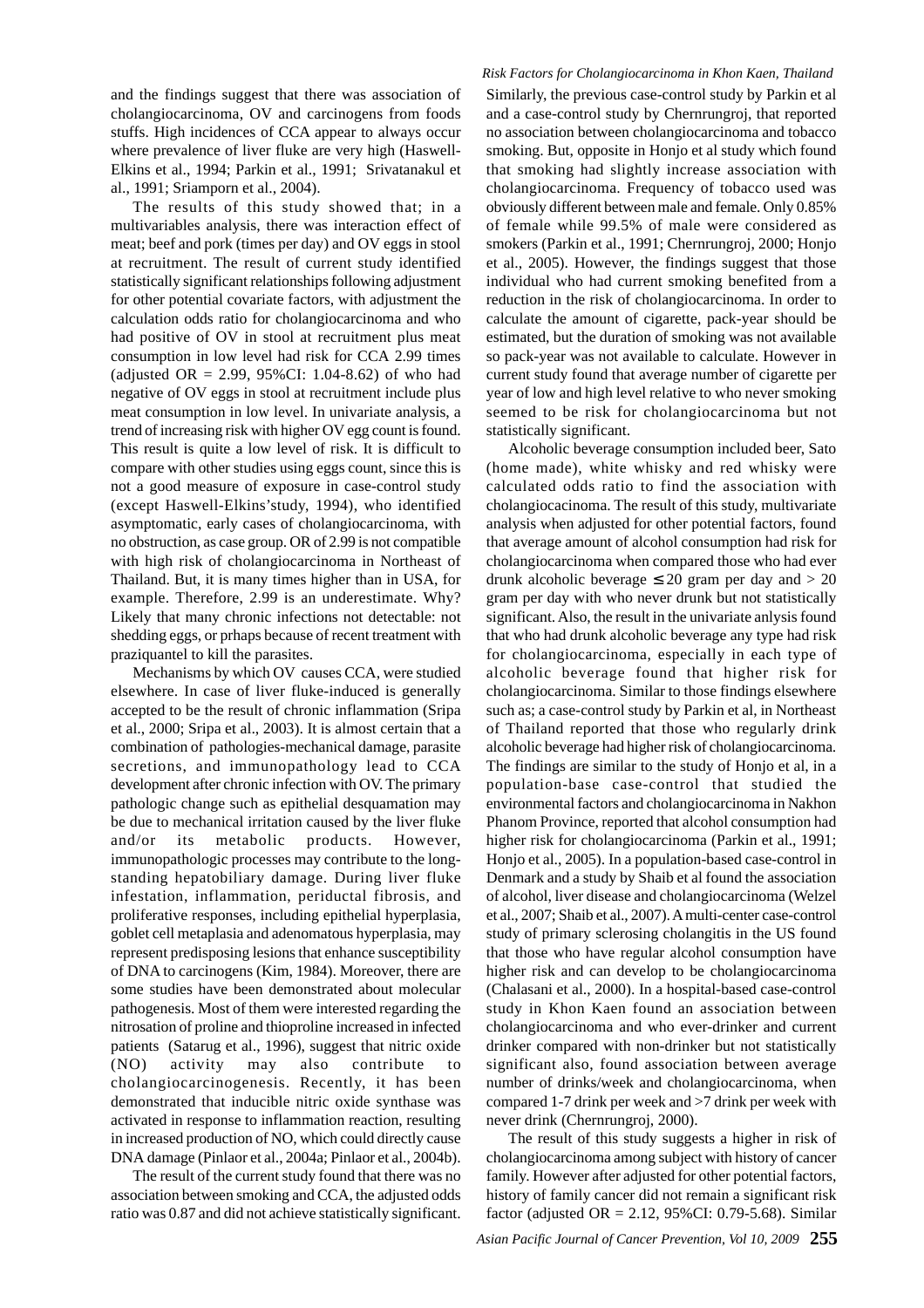and the findings suggest that there was association of cholangiocarcinoma, OV and carcinogens from foods stuffs. High incidences of CCA appear to always occur where prevalence of liver fluke are very high (Haswell-Elkins et al., 1994; Parkin et al., 1991; Srivatanakul et al., 1991; Sriamporn et al., 2004).

The results of this study showed that; in a multivariables analysis, there was interaction effect of meat; beef and pork (times per day) and OV eggs in stool at recruitment. The result of current study identified statistically significant relationships following adjustment for other potential covariate factors, with adjustment the calculation odds ratio for cholangiocarcinoma and who had positive of OV in stool at recruitment plus meat consumption in low level had risk for CCA 2.99 times (adjusted OR = 2.99, 95%CI: 1.04-8.62) of who had negative of OV eggs in stool at recruitment include plus meat consumption in low level. In univariate analysis, a trend of increasing risk with higher OV egg count is found. This result is quite a low level of risk. It is difficult to compare with other studies using eggs count, since this is not a good measure of exposure in case-control study (except Haswell-Elkins'study, 1994), who identified asymptomatic, early cases of cholangiocarcinoma, with no obstruction, as case group. OR of 2.99 is not compatible with high risk of cholangiocarcinoma in Northeast of Thailand. But, it is many times higher than in USA, for example. Therefore, 2.99 is an underestimate. Why? Likely that many chronic infections not detectable: not shedding eggs, or prhaps because of recent treatment with praziquantel to kill the parasites.

Mechanisms by which OV causes CCA, were studied elsewhere. In case of liver fluke-induced is generally accepted to be the result of chronic inflammation (Sripa et al., 2000; Sripa et al., 2003). It is almost certain that a combination of pathologies-mechanical damage, parasite secretions, and immunopathology lead to CCA development after chronic infection with OV. The primary pathologic change such as epithelial desquamation may be due to mechanical irritation caused by the liver fluke and/or its metabolic products. However, immunopathologic processes may contribute to the long-standing hepatobiliary damage. During liver fluke infestation, inflammation, periductal fibrosis, and proliferative responses, including epithelial hyperplasia, goblet cell metaplasia and adenomatous hyperplasia, may represent predisposing lesions that enhance susceptibility of DNA to carcinogens (Kim, 1984). Moreover, there are some studies have been demonstrated about molecular pathogenesis. Most of them were interested regarding the nitrosation of proline and thioproline increased in infected patients (Satarug et al., 1996), suggest that nitric oxide (NO) activity may also contribute to cholangiocarcinogenesis. Recently, it has been demonstrated that inducible nitric oxide synthase was activated in response to inflammation reaction, resulting in increased production of NO, which could directly cause DNA damage (Pinlaor et al., 2004a; Pinlaor et al., 2004b).

The result of the current study found that there was no association between smoking and CCA, the adjusted odds ratio was 0.87 and did not achieve statistically significant. Similarly, the previous case-control study by Parkin et al and a case-control study by Chernrungroj, that reported no association between cholangiocarcinoma and tobacco smoking. But, opposite in Honjo et al study which found that smoking had slightly increase association with cholangiocarcinoma. Frequency of tobacco used was obviously different between male and female. Only 0.85% of female while 99.5% of male were considered as smokers (Parkin et al., 1991; Chernrungroj, 2000; Honjo et al., 2005). However, the findings suggest that those individual who had current smoking benefited from a reduction in the risk of cholangiocarcinoma. In order to calculate the amount of cigarette, pack-year should be estimated, but the duration of smoking was not available so pack-year was not available to calculate. However in current study found that average number of cigarette per year of low and high level relative to who never smoking seemed to be risk for cholangiocarcinoma but not statistically significant.

Alcoholic beverage consumption included beer, Sato (home made), white whisky and red whisky were calculated odds ratio to find the association with cholangiocacinoma. The result of this study, multivariate analysis when adjusted for other potential factors, found that average amount of alcohol consumption had risk for cholangiocarcinoma when compared those who had ever drunk alcoholic beverage $\leq 20$ gram per day and $> 20$ gram per day with who never drunk but not statistically significant. Also, the result in the univariate anlysis found that who had drunk alcoholic beverage any type had risk for cholangiocarcinoma, especially in each type of alcoholic beverage found that higher risk for cholangiocarcinoma. Similar to those findings elsewhere such as; a case-control study by Parkin et al, in Northeast of Thailand reported that those who regularly drink alcoholic beverage had higher risk of cholangiocarcinoma. The findings are similar to the study of Honjo et al, in a population-base case-control that studied the environmental factors and cholangiocarcinoma in Nakhon Phanom Province, reported that alcohol consumption had higher risk for cholangiocarcinoma (Parkin et al., 1991; Honjo et al., 2005). In a population-based case-control in Denmark and a study by Shaib et al found the association of alcohol, liver disease and cholangiocarcinoma (Welzel et al., 2007; Shaib et al., 2007). A multi-center case-control study of primary sclerosing cholangitis in the US found that those who have regular alcohol consumption have higher risk and can develop to be cholangiocarcinoma (Chalasani et al., 2000). In a hospital-based case-control study in Khon Kaen found an association between cholangiocarcinoma and who ever-drinker and current drinker compared with non-drinker but not statistically significant also, found association between average number of drinks/week and cholangiocarcinoma, when compared 1-7 drink per week and >7 drink per week with never drink (Chernrungroj, 2000).

The result of this study suggests a higher in risk of cholangiocarcinoma among subject with history of cancer family. However after adjusted for other potential factors, history of family cancer did not remain a significant risk factor (adjusted OR = 2.12, 95%CI: 0.79-5.68). Similar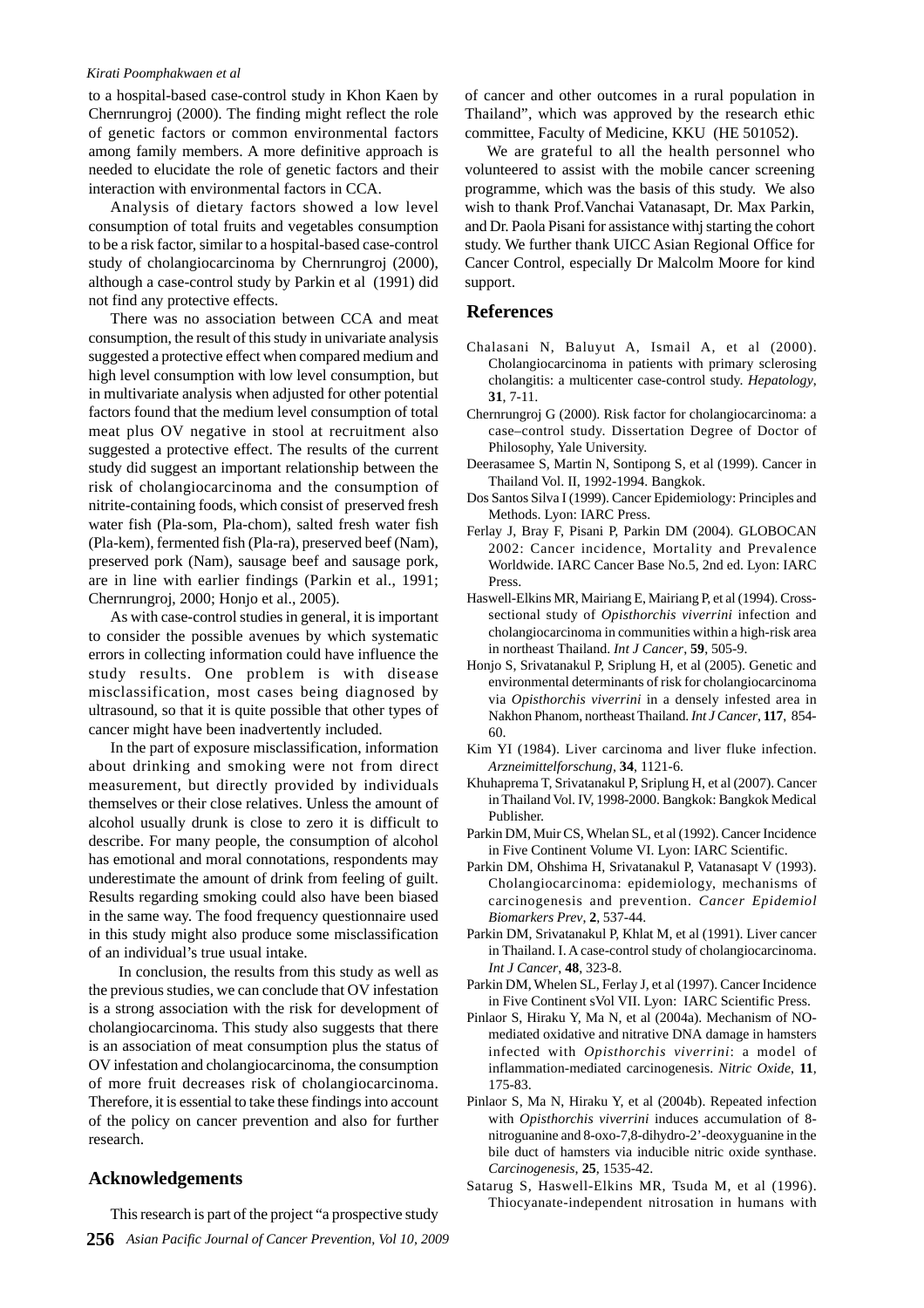to a hospital-based case-control study in Khon Kaen by Chernrungroj (2000). The finding might reflect the role of genetic factors or common environmental factors among family members. A more definitive approach is needed to elucidate the role of genetic factors and their interaction with environmental factors in CCA.

Analysis of dietary factors showed a low level consumption of total fruits and vegetables consumption to be a risk factor, similar to a hospital-based case-control study of cholangiocarcinoma by Chernrungroj (2000), although a case-control study by Parkin et al (1991) did not find any protective effects.

There was no association between CCA and meat consumption, the result of this study in univariate analysis suggested a protective effect when compared medium and high level consumption with low level consumption, but in multivariate analysis when adjusted for other potential factors found that the medium level consumption of total meat plus OV negative in stool at recruitment also suggested a protective effect. The results of the current study did suggest an important relationship between the risk of cholangiocarcinoma and the consumption of nitrite-containing foods, which consist of preserved fresh water fish (Pla-som, Pla-chom), salted fresh water fish (Pla-kem), fermented fish (Pla-ra), preserved beef (Nam), preserved pork (Nam), sausage beef and sausage pork, are in line with earlier findings (Parkin et al., 1991; Chernrungroj, 2000; Honjo et al., 2005).

As with case-control studies in general, it is important to consider the possible avenues by which systematic errors in collecting information could have influence the study results. One problem is with disease misclassification, most cases being diagnosed by ultrasound, so that it is quite possible that other types of cancer might have been inadvertently included.

In the part of exposure misclassification, information about drinking and smoking were not from direct measurement, but directly provided by individuals themselves or their close relatives. Unless the amount of alcohol usually drunk is close to zero it is difficult to describe. For many people, the consumption of alcohol has emotional and moral connotations, respondents may underestimate the amount of drink from feeling of guilt. Results regarding smoking could also have been biased in the same way. The food frequency questionnaire used in this study might also produce some misclassification of an individual's true usual intake.

In conclusion, the results from this study as well as the previous studies, we can conclude that OV infestation is a strong association with the risk for development of cholangiocarcinoma. This study also suggests that there is an association of meat consumption plus the status of OV infestation and cholangiocarcinoma, the consumption of more fruit decreases risk of cholangiocarcinoma. Therefore, it is essential to take these findings into account of the policy on cancer prevention and also for further research.

## Acknowledgements

This research is part of the project "a prospective study of cancer and other outcomes in a rural population in Thailand", which was approved by the research ethic committee, Faculty of Medicine, KKU (HE 501052).

We are grateful to all the health personnel who volunteered to assist with the mobile cancer screening programme, which was the basis of this study. We also wish to thank Prof.Vanchai Vatanasapt, Dr. Max Parkin, and Dr. Paola Pisani for assistance withj starting the cohort study. We further thank UICC Asian Regional Office for Cancer Control, especially Dr Malcolm Moore for kind support.

## References

Chalasani N, Baluyut A, Ismail A, et al (2000). Cholangiocarcinoma in patients with primary sclerosing cholangitis: a multicenter case-control study. *Hepatology*, **31**, 7-11.

Chernrungroj G (2000). Risk factor for cholangiocarcinoma: a case–control study. Dissertation Degree of Doctor of Philosophy, Yale University.

Deerasamee S, Martin N, Sontipong S, et al (1999). Cancer in Thailand Vol. II, 1992-1994. Bangkok.

Dos Santos Silva I (1999). Cancer Epidemiology: Principles and Methods. Lyon: IARC Press.

Ferlay J, Bray F, Pisani P, Parkin DM (2004). GLOBOCAN 2002: Cancer incidence, Mortality and Prevalence Worldwide. IARC Cancer Base No.5, 2nd ed. Lyon: IARC Press.

Haswell-Elkins MR, Mairiang E, Mairiang P, et al (1994). Cross-sectional study of *Opisthorchis viverrini* infection and cholangiocarcinoma in communities within a high-risk area in northeast Thailand. *Int J Cancer*, **59**, 505-9.

Honjo S, Srivatanakul P, Sriplung H, et al (2005). Genetic and environmental determinants of risk for cholangiocarcinoma via *Opisthorchis viverrini* in a densely infested area in Nakhon Phanom, northeast Thailand. *Int J Cancer*, **117**, 854-60.

Kim YI (1984). Liver carcinoma and liver fluke infection. *Arzneimittelforschung*, **34**, 1121-6.

Khuhaprema T, Srivatanakul P, Sriplung H, et al (2007). Cancer in Thailand Vol. IV, 1998-2000. Bangkok: Bangkok Medical Publisher.

Parkin DM, Muir CS, Whelan SL, et al (1992). Cancer Incidence in Five Continent Volume VI. Lyon: IARC Scientific.

Parkin DM, Ohshima H, Srivatanakul P, Vatanasapt V (1993). Cholangiocarcinoma: epidemiology, mechanisms of carcinogenesis and prevention. *Cancer Epidemiol Biomarkers Prev*, **2**, 537-44.

Parkin DM, Srivatanakul P, Khlat M, et al (1991). Liver cancer in Thailand. I. A case-control study of cholangiocarcinoma. *Int J Cancer*, **48**, 323-8.

Parkin DM, Whelen SL, Ferlay J, et al (1997). Cancer Incidence in Five Continent sVol VII. Lyon: IARC Scientific Press.

Pinlaor S, Hiraku Y, Ma N, et al (2004a). Mechanism of NO-mediated oxidative and nitrative DNA damage in hamsters infected with *Opisthorchis viverrini*: a model of inflammation-mediated carcinogenesis. *Nitric Oxide*, **11**, 175-83.

Pinlaor S, Ma N, Hiraku Y, et al (2004b). Repeated infection with *Opisthorchis viverrini* induces accumulation of 8-nitroguanine and 8-oxo-7,8-dihydro-2'-deoxyguanine in the bile duct of hamsters via inducible nitric oxide synthase. *Carcinogenesis*, **25**, 1535-42.

Satarug S, Haswell-Elkins MR, Tsuda M, et al (1996). Thiocyanate-independent nitrosation in humans with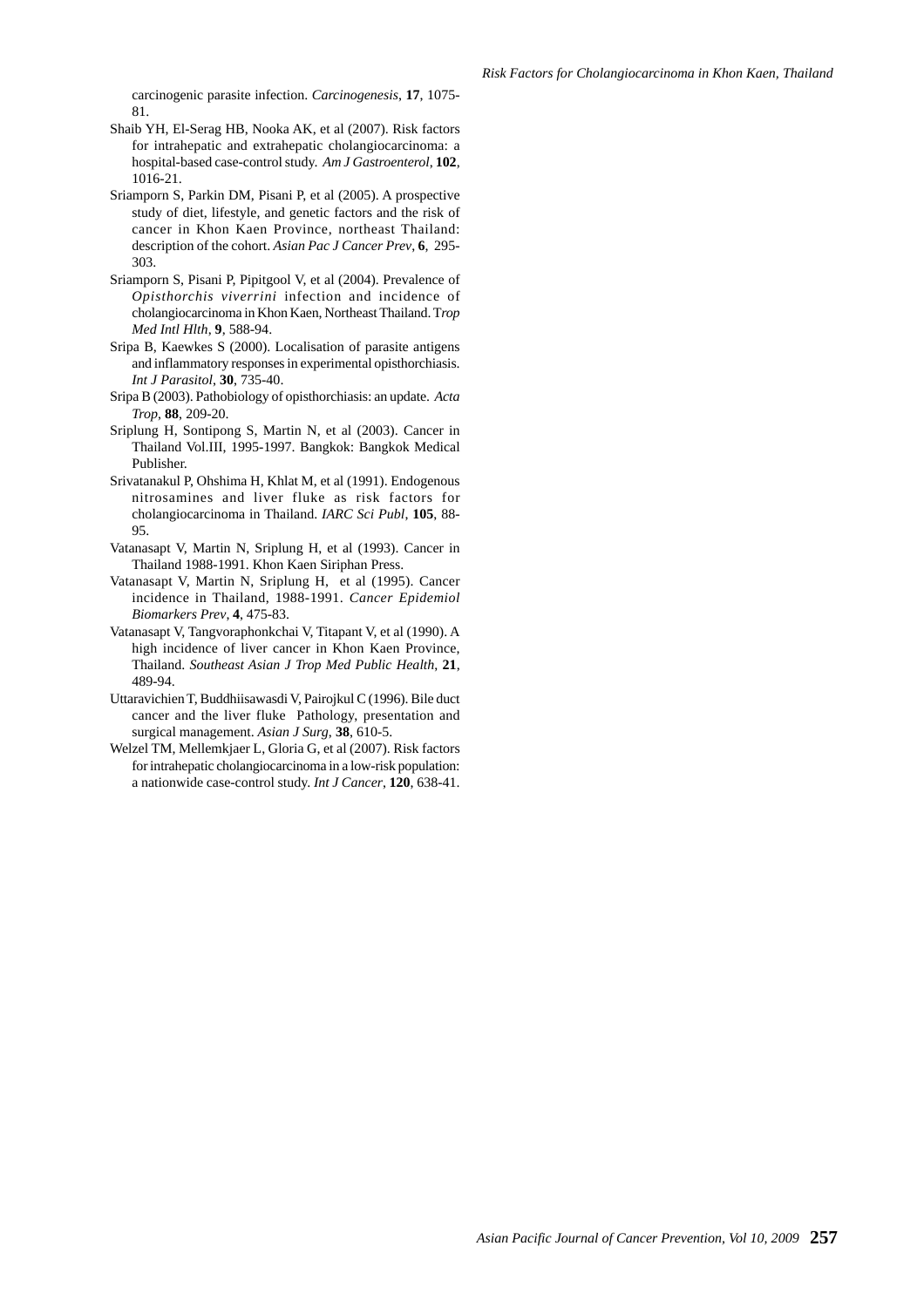carcinogenic parasite infection. *Carcinogenesis*, **17**, 1075-81.

Shaib YH, El-Serag HB, Nooka AK, et al (2007). Risk factors for intrahepatic and extrahepatic cholangiocarcinoma: a hospital-based case-control study. *Am J Gastroenterol*, **102**, 1016-21.

Sriamporn S, Parkin DM, Pisani P, et al (2005). A prospective study of diet, lifestyle, and genetic factors and the risk of cancer in Khon Kaen Province, northeast Thailand: description of the cohort. *Asian Pac J Cancer Prev*, **6**, 295-303.

Sriamporn S, Pisani P, Pipitgool V, et al (2004). Prevalence of *Opisthorchis viverrini* infection and incidence of cholangiocarcinoma in Khon Kaen, Northeast Thailand. T*rop Med Intl Hlth*, **9**, 588-94.

Sripa B, Kaewkes S (2000). Localisation of parasite antigens and inflammatory responses in experimental opisthorchiasis. *Int J Parasitol*, **30**, 735-40.

Sripa B (2003). Pathobiology of opisthorchiasis: an update. *Acta Trop*, **88**, 209-20.

Sriplung H, Sontipong S, Martin N, et al (2003). Cancer in Thailand Vol.III, 1995-1997. Bangkok: Bangkok Medical Publisher.

Srivatanakul P, Ohshima H, Khlat M, et al (1991). Endogenous nitrosamines and liver fluke as risk factors for cholangiocarcinoma in Thailand. *IARC Sci Publ*, **105**, 88-95.

Vatanasapt V, Martin N, Sriplung H, et al (1993). Cancer in Thailand 1988-1991. Khon Kaen Siriphan Press.

Vatanasapt V, Martin N, Sriplung H, et al (1995). Cancer incidence in Thailand, 1988-1991. *Cancer Epidemiol Biomarkers Prev*, **4**, 475-83.

Vatanasapt V, Tangvoraphonkchai V, Titapant V, et al (1990). A high incidence of liver cancer in Khon Kaen Province, Thailand. *Southeast Asian J Trop Med Public Health*, **21**, 489-94.

Uttaravichien T, Buddhiisawasdi V, Pairojkul C (1996). Bile duct cancer and the liver fluke Pathology, presentation and surgical management. *Asian J Surg*, **38**, 610-5.

Welzel TM, Mellemkjaer L, Gloria G, et al (2007). Risk factors for intrahepatic cholangiocarcinoma in a low-risk population: a nationwide case-control study. *Int J Cancer*, **120**, 638-41.